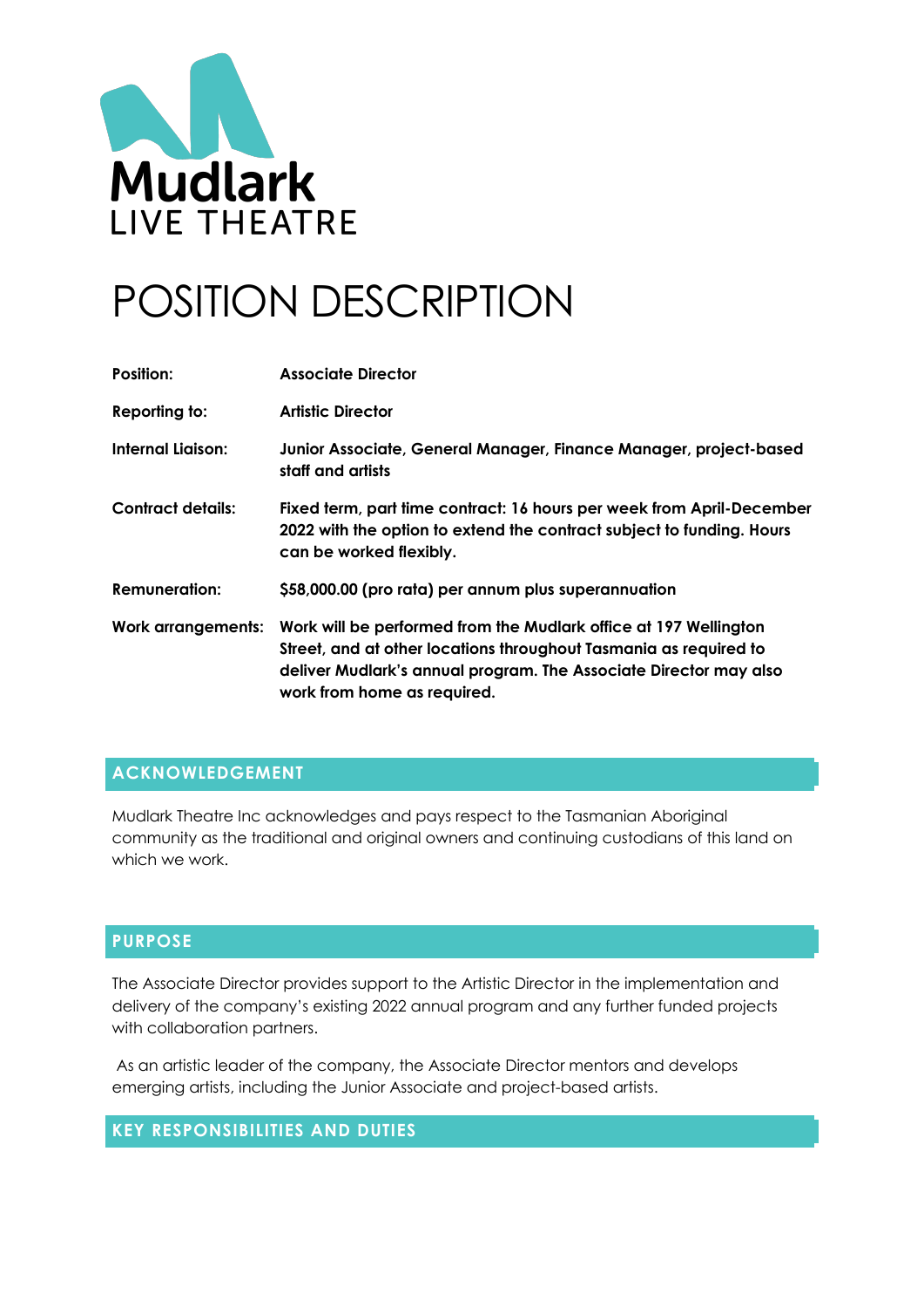Mudlark
LIVE THEATRE

# POSITION DESCRIPTION

| | |
|---|---|
| **Position:** | **Associate Director** |
| **Reporting to:** | **Artistic Director** |
| **Internal Liaison:** | **Junior Associate, General Manager, Finance Manager, project-based staff and artists** |
| **Contract details:** | **Fixed term, part time contract: 16 hours per week from April-December 2022 with the option to extend the contract subject to funding. Hours can be worked flexibly.** |
| **Remuneration:** | **$58,000.00 (pro rata) per annum plus superannuation** |
| **Work arrangements:** | **Work will be performed from the Mudlark office at 197 Wellington Street, and at other locations throughout Tasmania as required to deliver Mudlark's annual program. The Associate Director may also work from home as required.** |

## ACKNOWLEDGEMENT

Mudlark Theatre Inc acknowledges and pays respect to the Tasmanian Aboriginal community as the traditional and original owners and continuing custodians of this land on which we work.

## PURPOSE

The Associate Director provides support to the Artistic Director in the implementation and delivery of the company's existing 2022 annual program and any further funded projects with collaboration partners.

As an artistic leader of the company, the Associate Director mentors and develops emerging artists, including the Junior Associate and project-based artists.

## KEY RESPONSIBILITIES AND DUTIES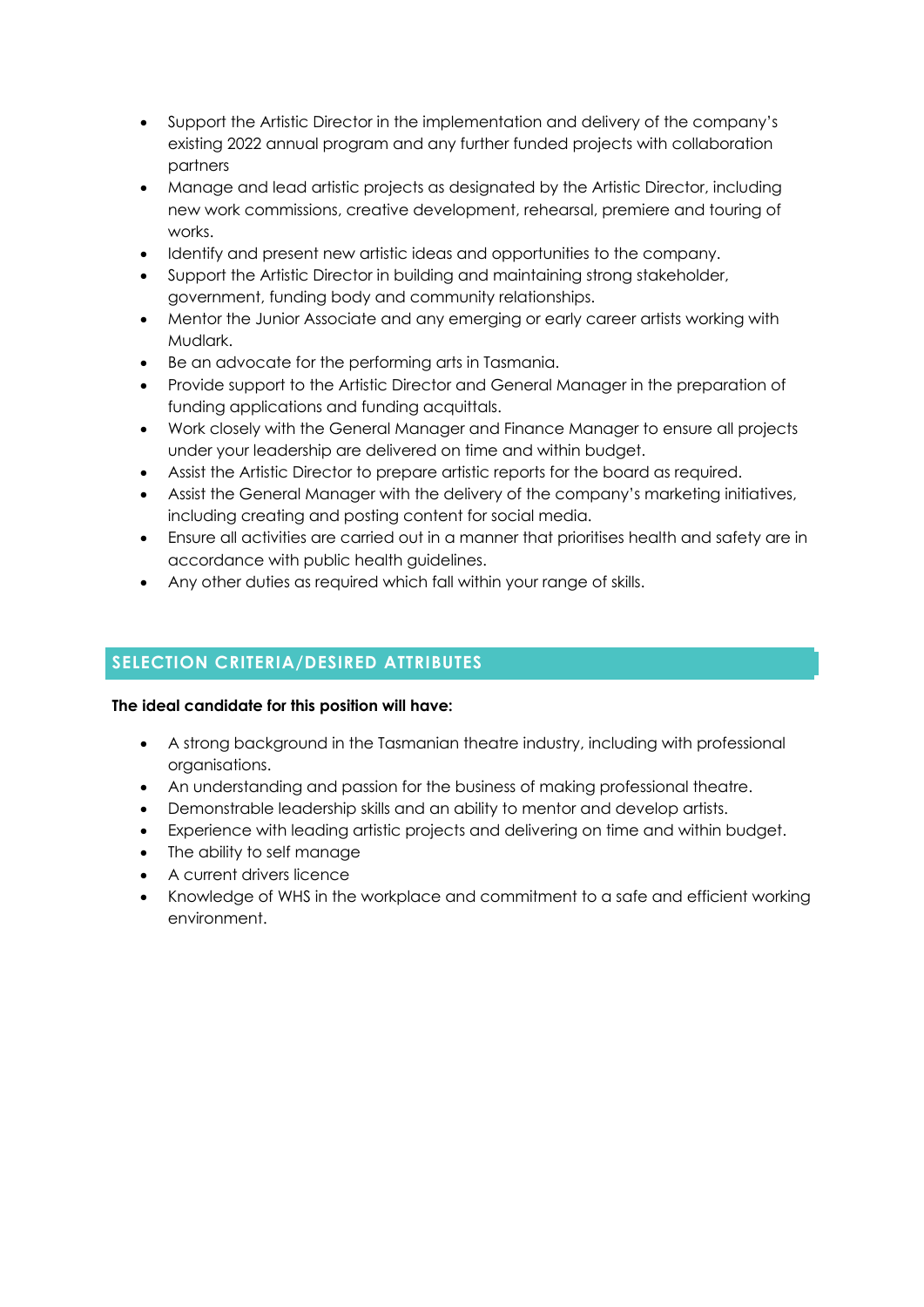- Support the Artistic Director in the implementation and delivery of the company's existing 2022 annual program and any further funded projects with collaboration partners
- Manage and lead artistic projects as designated by the Artistic Director, including new work commissions, creative development, rehearsal, premiere and touring of works.
- Identify and present new artistic ideas and opportunities to the company.
- Support the Artistic Director in building and maintaining strong stakeholder, government, funding body and community relationships.
- Mentor the Junior Associate and any emerging or early career artists working with Mudlark.
- Be an advocate for the performing arts in Tasmania.
- Provide support to the Artistic Director and General Manager in the preparation of funding applications and funding acquittals.
- Work closely with the General Manager and Finance Manager to ensure all projects under your leadership are delivered on time and within budget.
- Assist the Artistic Director to prepare artistic reports for the board as required.
- Assist the General Manager with the delivery of the company's marketing initiatives, including creating and posting content for social media.
- Ensure all activities are carried out in a manner that prioritises health and safety are in accordance with public health guidelines.
- Any other duties as required which fall within your range of skills.

## SELECTION CRITERIA/DESIRED ATTRIBUTES

**The ideal candidate for this position will have:**

- A strong background in the Tasmanian theatre industry, including with professional organisations.
- An understanding and passion for the business of making professional theatre.
- Demonstrable leadership skills and an ability to mentor and develop artists.
- Experience with leading artistic projects and delivering on time and within budget.
- The ability to self manage
- A current drivers licence
- Knowledge of WHS in the workplace and commitment to a safe and efficient working environment.